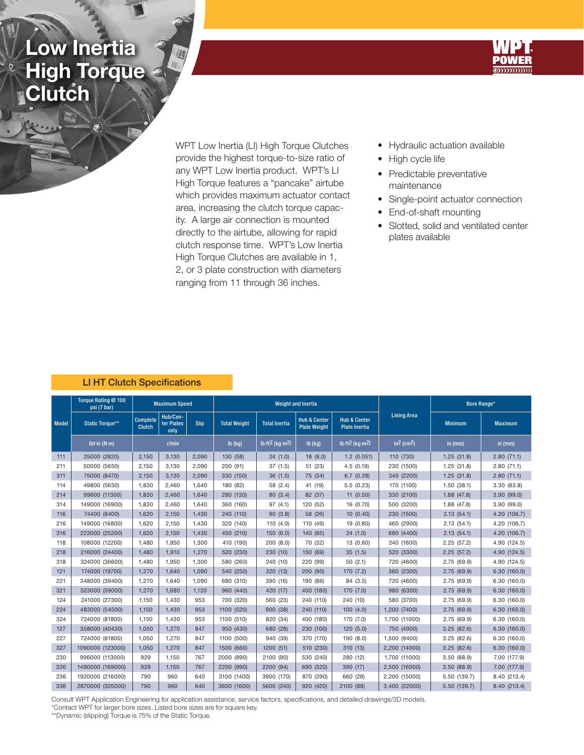# Low Inertia High Torque Clutch

WPT POWER

WPT Low Inertia (LI) High Torque Clutches provide the highest torque-to-size ratio of any WPT Low Inertia product. WPT's LI High Torque features a "pancake" airtube which provides maximum actuator contact area, increasing the clutch torque capacity. A large air connection is mounted directly to the airtube, allowing for rapid clutch response time. WPT's Low Inertia High Torque Clutches are available in 1, 2, or 3 plate construction with diameters ranging from 11 through 36 inches.

- Hydraulic actuation available
- High cycle life
- Predictable preventative maintenance
- Single-point actuator connection
- End-of-shaft mounting
- Slotted, solid and ventilated center plates available

## LI HT Clutch Specifications

| Model | Torque Rating @ 100 psi (7 bar) | Maximum Speed | | | Weight and Inertia | | | | Lining Area | Bore Range* | |
|---|---|---|---|---|---|---|---|---|---|---|---|
| | Static Torque** | Complete Clutch | Hub/Center Plates only | Slip | Total Weight | Total Inertia | Hub & Center Plate Weight | Hub & Center Plate Inertia | | Minimum | Maximum |
| | lbf-in (N-m) | r/min | | | lb (kg) | lb-ft$^2$ (kg-m$^2$) | lb (kg) | lb-ft$^2$ (kg-m$^2$) | in$^2$ (cm$^2$) | in (mm) | in (mm) |
| 111 | 25000 (2820) | 2,150 | 3,130 | 2,090 | 130 (58) | 24 (1.0) | 18 (8.0) | 1.2 (0.051) | 110 (730) | 1.25 (31.8) | 2.80 (71.1) |
| 211 | 50000 (5650) | 2,150 | 3,130 | 2,090 | 200 (91) | 37 (1.5) | 51 (23) | 4.5 (0.19) | 230 (1500) | 1.25 (31.8) | 2.80 (71.1) |
| 311 | 75000 (8470) | 2,150 | 3,130 | 2,090 | 330 (150) | 36 (1.5) | 75 (34) | 6.7 (0.28) | 340 (2200) | 1.25 (31.8) | 2.80 (71.1) |
| 114 | 49800 (5630) | 1,830 | 2,460 | 1,640 | 180 (82) | 58 (2.4) | 41 (19) | 5.5 (0.23) | 170 (1100) | 1.50 (38.1) | 3.30 (83.8) |
| 214 | 99600 (11300) | 1,830 | 2,460 | 1,640 | 280 (130) | 80 (3.4) | 82 (37) | 11 (0.50) | 330 (2100) | 1.88 (47.8) | 3.90 (99.0) |
| 314 | 149000 (16900) | 1,830 | 2,460 | 1,640 | 360 (160) | 97 (4.1) | 120 (52) | 16 (0.70) | 500 (3200) | 1.88 (47.8) | 3.90 (99.0) |
| 116 | 74400 (8400) | 1,620 | 2,150 | 1,430 | 240 (110) | 90 (3.8) | 58 (26) | 10 (0.40) | 230 (1500) | 2.13 (54.1) | 4.20 (106.7) |
| 216 | 149000 (16800) | 1,620 | 2,150 | 1,430 | 320 (140) | 110 (4.0) | 110 (49) | 19 (0.80) | 460 (2900) | 2.13 (54.1) | 4.20 (106.7) |
| 316 | 223000 (25200) | 1,620 | 2,150 | 1,430 | 450 (210) | 150 (6.0) | 140 (65) | 24 (1.0) | 680 (4400) | 2.13 (54.1) | 4.20 (106.7) |
| 118 | 108000 (12200) | 1,480 | 1,950 | 1,300 | 410 (190) | 200 (8.0) | 70 (32) | 13 (0.60) | 240 (1600) | 2.25 (57.2) | 4.90 (124.5) |
| 218 | 216000 (24400) | 1,480 | 1,910 | 1,270 | 520 (230) | 230 (10) | 150 (69) | 35 (1.5) | 520 (3300) | 2.25 (57.2) | 4.90 (124.5) |
| 318 | 324000 (36600) | 1,480 | 1,950 | 1,300 | 580 (260) | 240 (10) | 220 (99) | 50 (2.1) | 720 (4600) | 2.75 (69.9) | 4.90 (124.5) |
| 121 | 174000 (19700) | 1,270 | 1,640 | 1,090 | 540 (250) | 320 (13) | 200 (90) | 170 (7.2) | 360 (2300) | 2.75 (69.9) | 6.30 (160.0) |
| 221 | 348000 (39400) | 1,270 | 1,640 | 1,090 | 680 (310) | 390 (16) | 190 (86) | 84 (3.5) | 720 (4600) | 2.75 (69.9) | 6.30 (160.0) |
| 321 | 523000 (59000) | 1,270 | 1,680 | 1,120 | 960 (440) | 420 (17) | 400 (180) | 170 (7.0) | 980 (6300) | 2.75 (69.9) | 6.30 (160.0) |
| 124 | 241000 (27300) | 1,150 | 1,430 | 953 | 700 (320) | 560 (23) | 240 (110) | 240 (10) | 580 (3700) | 2.75 (69.9) | 6.30 (160.0) |
| 224 | 483000 (54500) | 1,150 | 1,430 | 953 | 1100 (520) | 900 (38) | 240 (110) | 100 (4.0) | 1,200 (7400) | 2.75 (69.9) | 6.30 (160.0) |
| 324 | 724000 (81800) | 1,150 | 1,430 | 953 | 1100 (510) | 820 (34) | 400 (180) | 170 (7.0) | 1,700 (11000) | 2.75 (69.9) | 6.30 (160.0) |
| 127 | 358000 (40430) | 1,050 | 1,270 | 847 | 950 (430) | 680 (28) | 230 (100) | 120 (5.0) | 750 (4900) | 3.25 (82.6) | 6.30 (160.0) |
| 227 | 724000 (81800) | 1,050 | 1,270 | 847 | 1100 (500) | 940 (39) | 370 (170) | 190 (8.0) | 1,500 (9400) | 3.25 (82.6) | 6.30 (160.0) |
| 327 | 1090000 (123000) | 1,050 | 1,270 | 847 | 1500 (660) | 1200 (51) | 510 (230) | 310 (13) | 2,200 (14000) | 3.25 (82.6) | 6.30 (160.0) |
| 230 | 996000 (113000) | 929 | 1,150 | 767 | 2000 (890) | 2100 (90) | 530 (240) | 280 (12) | 1,700 (11000) | 3.50 (88.9) | 7.00 (177.9) |
| 330 | 1490000 (169000) | 929 | 1,150 | 767 | 2200 (990) | 2200 (94) | 690 (320) | 390 (17) | 2,500 (16000) | 3.50 (88.9) | 7.00 (177.9) |
| 236 | 1920000 (216000) | 790 | 960 | 640 | 3100 (1400) | 3900 (170) | 870 (390) | 660 (28) | 2,200 (15000) | 5.50 (139.7) | 8.40 (213.4) |
| 336 | 2870000 (325000) | 790 | 960 | 640 | 3600 (1600) | 5600 (240) | 920 (420) | 2100 (88) | 3,400 (22000) | 5.50 (139.7) | 8.40 (213.4) |

Consult WPT Application Engineering for application assistance, service factors, specifications, and detailed drawings/3D models.
*Contact WPT for larger bore sizes. Listed bore sizes are for square key.
**Dynamic (slipping) Torque is 75% of the Static Torque.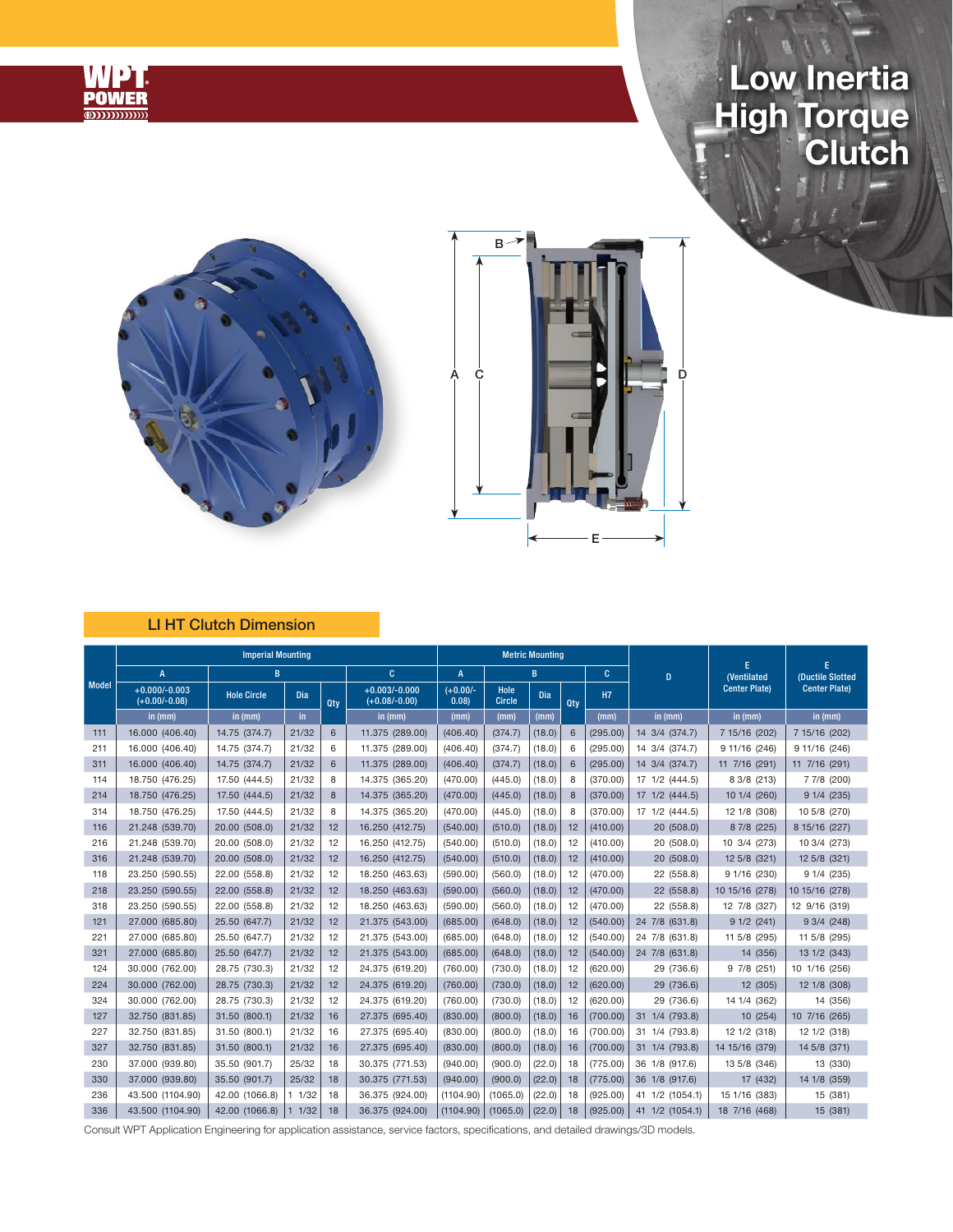# Low Inertia High Torque Clutch

A B C D E

## LI HT Clutch Dimension

| Model | Imperial Mounting | | | | | Metric Mounting | | | | | D | E (Ventilated Center Plate) | E (Ductile Slotted Center Plate) |
|---|---|---|---|---|---|---|---|---|---|---|---|---|---|
| | A | B | | | C | A | B | | | C | | | |
| | +0.000/-0.003 (+0.00/-0.08) | Hole Circle | Dia | Qty | +0.003/-0.000 (+0.08/-0.00) | (+0.00/-0.08) | Hole Circle | Dia | Qty | H7 | | | |
| | in (mm) | in (mm) | in | | in (mm) | (mm) | (mm) | (mm) | | (mm) | in (mm) | in (mm) | in (mm) |
| 111 | 16.000 (406.40) | 14.75 (374.7) | 21/32 | 6 | 11.375 (289.00) | (406.40) | (374.7) | (18.0) | 6 | (295.00) | 14 3/4 (374.7) | 7 15/16 (202) | 7 15/16 (202) |
| 211 | 16.000 (406.40) | 14.75 (374.7) | 21/32 | 6 | 11.375 (289.00) | (406.40) | (374.7) | (18.0) | 6 | (295.00) | 14 3/4 (374.7) | 9 11/16 (246) | 9 11/16 (246) |
| 311 | 16.000 (406.40) | 14.75 (374.7) | 21/32 | 6 | 11.375 (289.00) | (406.40) | (374.7) | (18.0) | 6 | (295.00) | 14 3/4 (374.7) | 11 7/16 (291) | 11 7/16 (291) |
| 114 | 18.750 (476.25) | 17.50 (444.5) | 21/32 | 8 | 14.375 (365.20) | (470.00) | (445.0) | (18.0) | 8 | (370.00) | 17 1/2 (444.5) | 8 3/8 (213) | 7 7/8 (200) |
| 214 | 18.750 (476.25) | 17.50 (444.5) | 21/32 | 8 | 14.375 (365.20) | (470.00) | (445.0) | (18.0) | 8 | (370.00) | 17 1/2 (444.5) | 10 1/4 (260) | 9 1/4 (235) |
| 314 | 18.750 (476.25) | 17.50 (444.5) | 21/32 | 8 | 14.375 (365.20) | (470.00) | (445.0) | (18.0) | 8 | (370.00) | 17 1/2 (444.5) | 12 1/8 (308) | 10 5/8 (270) |
| 116 | 21.248 (539.70) | 20.00 (508.0) | 21/32 | 12 | 16.250 (412.75) | (540.00) | (510.0) | (18.0) | 12 | (410.00) | 20 (508.0) | 8 7/8 (225) | 8 15/16 (227) |
| 216 | 21.248 (539.70) | 20.00 (508.0) | 21/32 | 12 | 16.250 (412.75) | (540.00) | (510.0) | (18.0) | 12 | (410.00) | 20 (508.0) | 10 3/4 (273) | 10 3/4 (273) |
| 316 | 21.248 (539.70) | 20.00 (508.0) | 21/32 | 12 | 16.250 (412.75) | (540.00) | (510.0) | (18.0) | 12 | (410.00) | 20 (508.0) | 12 5/8 (321) | 12 5/8 (321) |
| 118 | 23.250 (590.55) | 22.00 (558.8) | 21/32 | 12 | 18.250 (463.63) | (590.00) | (560.0) | (18.0) | 12 | (470.00) | 22 (558.8) | 9 1/16 (230) | 9 1/4 (235) |
| 218 | 23.250 (590.55) | 22.00 (558.8) | 21/32 | 12 | 18.250 (463.63) | (590.00) | (560.0) | (18.0) | 12 | (470.00) | 22 (558.8) | 10 15/16 (278) | 10 15/16 (278) |
| 318 | 23.250 (590.55) | 22.00 (558.8) | 21/32 | 12 | 18.250 (463.63) | (590.00) | (560.0) | (18.0) | 12 | (470.00) | 22 (558.8) | 12 7/8 (327) | 12 9/16 (319) |
| 121 | 27.000 (685.80) | 25.50 (647.7) | 21/32 | 12 | 21.375 (543.00) | (685.00) | (648.0) | (18.0) | 12 | (540.00) | 24 7/8 (631.8) | 9 1/2 (241) | 9 3/4 (248) |
| 221 | 27.000 (685.80) | 25.50 (647.7) | 21/32 | 12 | 21.375 (543.00) | (685.00) | (648.0) | (18.0) | 12 | (540.00) | 24 7/8 (631.8) | 11 5/8 (295) | 11 5/8 (295) |
| 321 | 27.000 (685.80) | 25.50 (647.7) | 21/32 | 12 | 21.375 (543.00) | (685.00) | (648.0) | (18.0) | 12 | (540.00) | 24 7/8 (631.8) | 14 (356) | 13 1/2 (343) |
| 124 | 30.000 (762.00) | 28.75 (730.3) | 21/32 | 12 | 24.375 (619.20) | (760.00) | (730.0) | (18.0) | 12 | (620.00) | 29 (736.6) | 9 7/8 (251) | 10 1/16 (256) |
| 224 | 30.000 (762.00) | 28.75 (730.3) | 21/32 | 12 | 24.375 (619.20) | (760.00) | (730.0) | (18.0) | 12 | (620.00) | 29 (736.6) | 12 (305) | 12 1/8 (308) |
| 324 | 30.000 (762.00) | 28.75 (730.3) | 21/32 | 12 | 24.375 (619.20) | (760.00) | (730.0) | (18.0) | 12 | (620.00) | 29 (736.6) | 14 1/4 (362) | 14 (356) |
| 127 | 32.750 (831.85) | 31.50 (800.1) | 21/32 | 16 | 27.375 (695.40) | (830.00) | (800.0) | (18.0) | 16 | (700.00) | 31 1/4 (793.8) | 10 (254) | 10 7/16 (265) |
| 227 | 32.750 (831.85) | 31.50 (800.1) | 21/32 | 16 | 27.375 (695.40) | (830.00) | (800.0) | (18.0) | 16 | (700.00) | 31 1/4 (793.8) | 12 1/2 (318) | 12 1/2 (318) |
| 327 | 32.750 (831.85) | 31.50 (800.1) | 21/32 | 16 | 27.375 (695.40) | (830.00) | (800.0) | (18.0) | 16 | (700.00) | 31 1/4 (793.8) | 14 15/16 (379) | 14 5/8 (371) |
| 230 | 37.000 (939.80) | 35.50 (901.7) | 25/32 | 18 | 30.375 (771.53) | (940.00) | (900.0) | (22.0) | 18 | (775.00) | 36 1/8 (917.6) | 13 5/8 (346) | 13 (330) |
| 330 | 37.000 (939.80) | 35.50 (901.7) | 25/32 | 18 | 30.375 (771.53) | (940.00) | (900.0) | (22.0) | 18 | (775.00) | 36 1/8 (917.6) | 17 (432) | 14 1/8 (359) |
| 236 | 43.500 (1104.90) | 42.00 (1066.8) | 1 1/32 | 18 | 36.375 (924.00) | (1104.90) | (1065.0) | (22.0) | 18 | (925.00) | 41 1/2 (1054.1) | 15 1/16 (383) | 15 (381) |
| 336 | 43.500 (1104.90) | 42.00 (1066.8) | 1 1/32 | 18 | 36.375 (924.00) | (1104.90) | (1065.0) | (22.0) | 18 | (925.00) | 41 1/2 (1054.1) | 18 7/16 (468) | 15 (381) |

Consult WPT Application Engineering for application assistance, service factors, specifications, and detailed drawings/3D models.